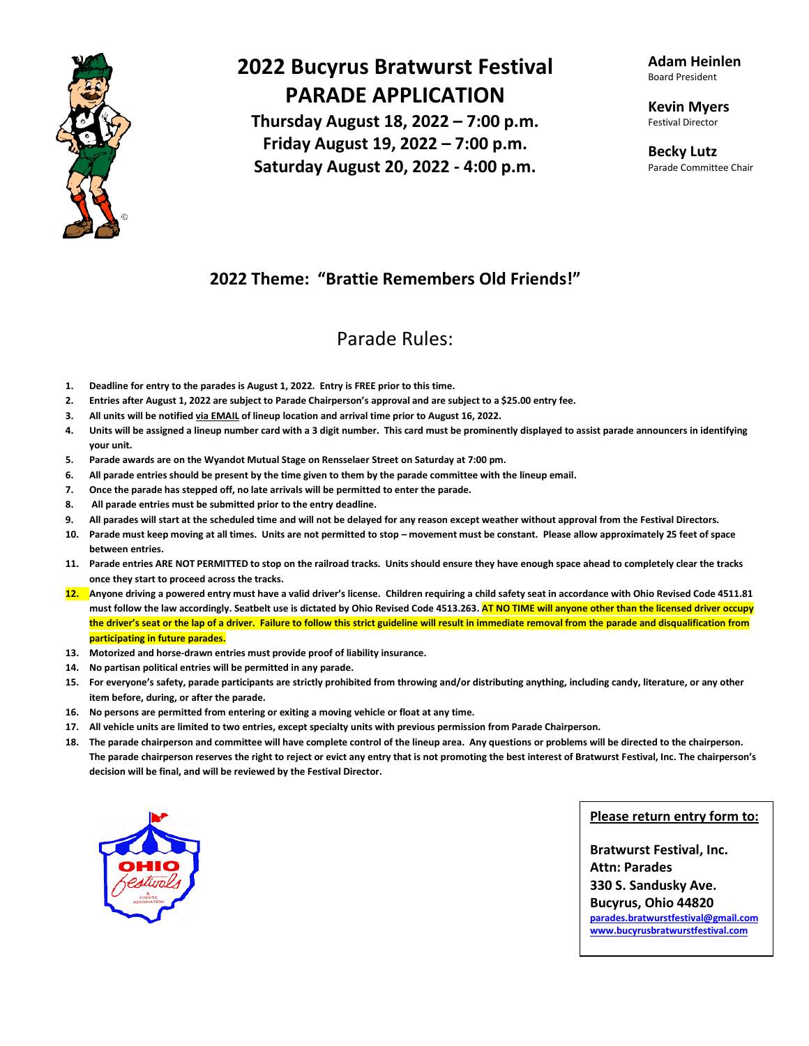# 2022 Bucyrus Bratwurst Festival
# PARADE APPLICATION

**Thursday August 18, 2022 – 7:00 p.m.**
**Friday August 19, 2022 – 7:00 p.m.**
**Saturday August 20, 2022 - 4:00 p.m.**

**Adam Heinlen**
Board President

**Kevin Myers**
Festival Director

**Becky Lutz**
Parade Committee Chair

## 2022 Theme: "Brattie Remembers Old Friends!"

## Parade Rules:

1. **Deadline for entry to the parades is August 1, 2022. Entry is FREE prior to this time.**
2. **Entries after August 1, 2022 are subject to Parade Chairperson's approval and are subject to a $25.00 entry fee.**
3. **All units will be notified via EMAIL of lineup location and arrival time prior to August 16, 2022.**
4. **Units will be assigned a lineup number card with a 3 digit number. This card must be prominently displayed to assist parade announcers in identifying your unit.**
5. **Parade awards are on the Wyandot Mutual Stage on Rensselaer Street on Saturday at 7:00 pm.**
6. **All parade entries should be present by the time given to them by the parade committee with the lineup email.**
7. **Once the parade has stepped off, no late arrivals will be permitted to enter the parade.**
8. **All parade entries must be submitted prior to the entry deadline.**
9. **All parades will start at the scheduled time and will not be delayed for any reason except weather without approval from the Festival Directors.**
10. **Parade must keep moving at all times. Units are not permitted to stop – movement must be constant. Please allow approximately 25 feet of space between entries.**
11. **Parade entries ARE NOT PERMITTED to stop on the railroad tracks. Units should ensure they have enough space ahead to completely clear the tracks once they start to proceed across the tracks.**
12. **Anyone driving a powered entry must have a valid driver's license. Children requiring a child safety seat in accordance with Ohio Revised Code 4511.81 must follow the law accordingly. Seatbelt use is dictated by Ohio Revised Code 4513.263. AT NO TIME will anyone other than the licensed driver occupy the driver's seat or the lap of a driver. Failure to follow this strict guideline will result in immediate removal from the parade and disqualification from participating in future parades.**
13. **Motorized and horse-drawn entries must provide proof of liability insurance.**
14. **No partisan political entries will be permitted in any parade.**
15. **For everyone's safety, parade participants are strictly prohibited from throwing and/or distributing anything, including candy, literature, or any other item before, during, or after the parade.**
16. **No persons are permitted from entering or exiting a moving vehicle or float at any time.**
17. **All vehicle units are limited to two entries, except specialty units with previous permission from Parade Chairperson.**
18. **The parade chairperson and committee will have complete control of the lineup area. Any questions or problems will be directed to the chairperson. The parade chairperson reserves the right to reject or evict any entry that is not promoting the best interest of Bratwurst Festival, Inc. The chairperson's decision will be final, and will be reviewed by the Festival Director.**

**Please return entry form to:**

**Bratwurst Festival, Inc.**
**Attn: Parades**
**330 S. Sandusky Ave.**
**Bucyrus, Ohio 44820**
parades.bratwurstfestival@gmail.com
www.bucyrusbratwurstfestival.com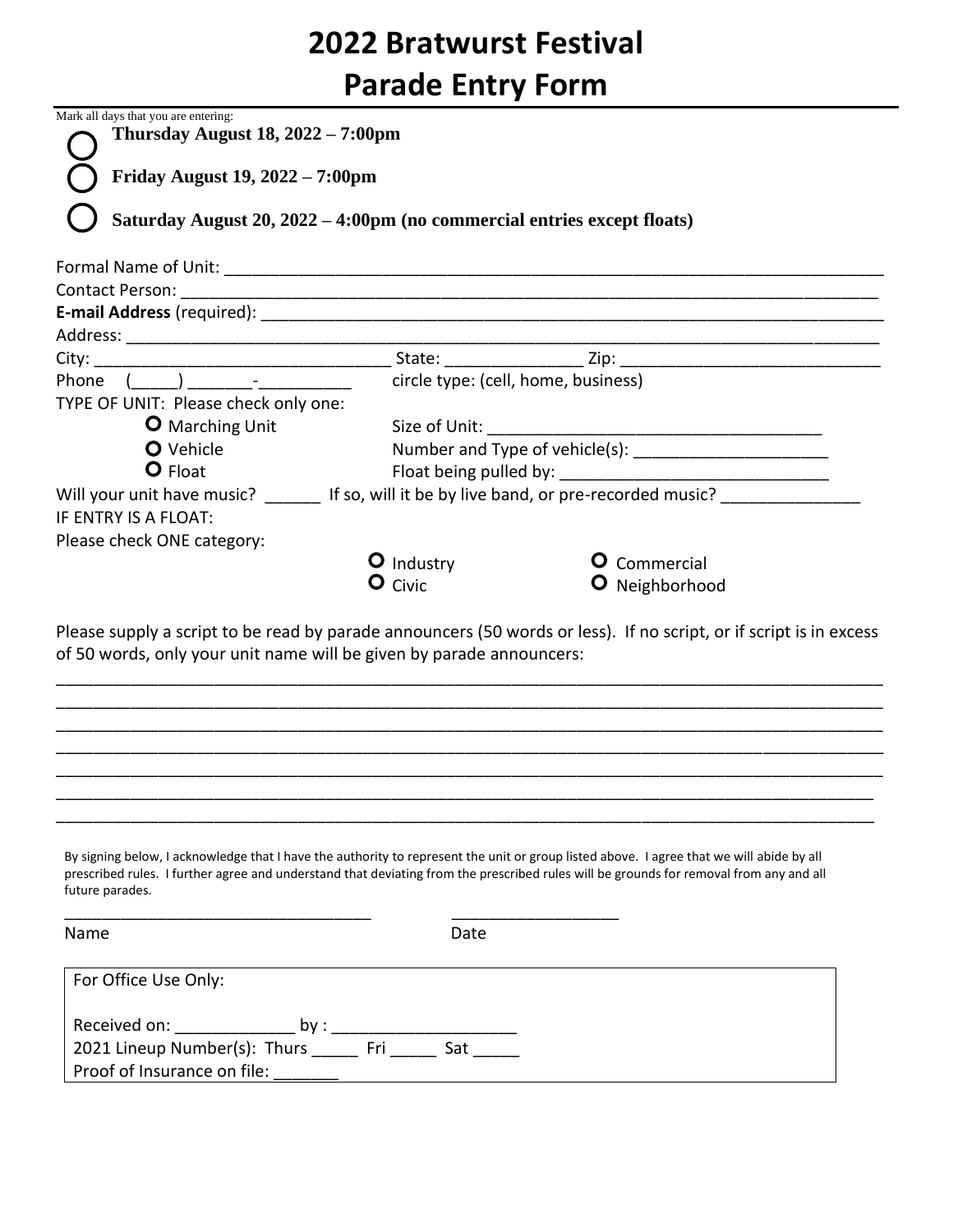# 2022 Bratwurst Festival
# Parade Entry Form

Mark all days that you are entering:

- ◯ **Thursday August 18, 2022 – 7:00pm**
- ◯ **Friday August 19, 2022 – 7:00pm**
- ◯ **Saturday August 20, 2022 – 4:00pm (no commercial entries except floats)**

Formal Name of Unit: ______________________________________________________________________

Contact Person: __________________________________________________________________________

**E-mail Address** (required): ______________________________________________________________

Address: _______________________________________________________________________________

City: ________________________________ State: ______________ Zip: ___________________________

Phone (_____) _______-__________ circle type: (cell, home, business)

TYPE OF UNIT: Please check only one:

- ○ Marching Unit — Size of Unit: ___________________________________
- ○ Vehicle — Number and Type of vehicle(s): _____________________
- ○ Float — Float being pulled by: ____________________________

Will your unit have music? ______ If so, will it be by live band, or pre-recorded music? _______________

IF ENTRY IS A FLOAT:

Please check ONE category:

- ○ Industry
- ○ Commercial
- ○ Civic
- ○ Neighborhood

Please supply a script to be read by parade announcers (50 words or less). If no script, or if script is in excess of 50 words, only your unit name will be given by parade announcers:

______________________________________________________________________________________________

______________________________________________________________________________________________

______________________________________________________________________________________________

______________________________________________________________________________________________

______________________________________________________________________________________________

______________________________________________________________________________________________

______________________________________________________________________________________________

By signing below, I acknowledge that I have the authority to represent the unit or group listed above. I agree that we will abide by all prescribed rules. I further agree and understand that deviating from the prescribed rules will be grounds for removal from any and all future parades.

__________________________________ __________________

Name Date

For Office Use Only:

Received on: _____________ by : ____________________

2021 Lineup Number(s): Thurs _____ Fri _____ Sat _____

Proof of Insurance on file: _______